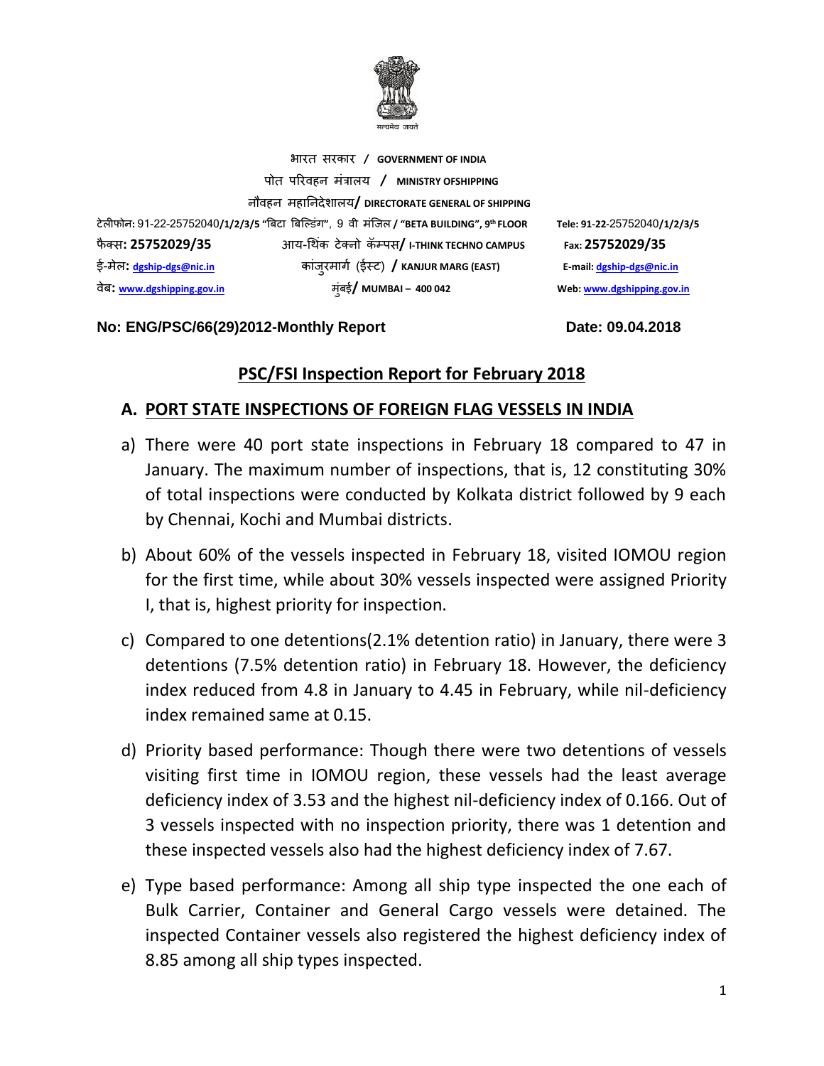सत्यमेव जयते

भारत सरकार / **GOVERNMENT OF INDIA**

पोत परिवहन मंत्रालय / **MINISTRY OFSHIPPING**

नौवहन महानिदेशालय/ **DIRECTORATE GENERAL OF SHIPPING**

टेलीफोन: 91-22-25752040/1/2/3/5 "बिटा बिल्डिंग", 9 वी मंजिल / **"BETA BUILDING", 9th FLOOR** **Tele: 91-22-25752040/1/2/3/5**

फैक्स: **25752029/35** आय-थिंक टेक्नो कॅम्पस/ **I-THINK TECHNO CAMPUS** **Fax: 25752029/35**

ई-मेल: dgship-dgs@nic.in कांजुरमार्ग (ईस्ट) / **KANJUR MARG (EAST)** **E-mail:** dgship-dgs@nic.in

वेब: www.dgshipping.gov.in मुंबई/ **MUMBAI – 400 042** **Web:** www.dgshipping.gov.in

**No: ENG/PSC/66(29)2012-Monthly Report** **Date: 09.04.2018**

## PSC/FSI Inspection Report for February 2018

### A. PORT STATE INSPECTIONS OF FOREIGN FLAG VESSELS IN INDIA

a) There were 40 port state inspections in February 18 compared to 47 in January. The maximum number of inspections, that is, 12 constituting 30% of total inspections were conducted by Kolkata district followed by 9 each by Chennai, Kochi and Mumbai districts.

b) About 60% of the vessels inspected in February 18, visited IOMOU region for the first time, while about 30% vessels inspected were assigned Priority I, that is, highest priority for inspection.

c) Compared to one detentions(2.1% detention ratio) in January, there were 3 detentions (7.5% detention ratio) in February 18. However, the deficiency index reduced from 4.8 in January to 4.45 in February, while nil-deficiency index remained same at 0.15.

d) Priority based performance: Though there were two detentions of vessels visiting first time in IOMOU region, these vessels had the least average deficiency index of 3.53 and the highest nil-deficiency index of 0.166. Out of 3 vessels inspected with no inspection priority, there was 1 detention and these inspected vessels also had the highest deficiency index of 7.67.

e) Type based performance: Among all ship type inspected the one each of Bulk Carrier, Container and General Cargo vessels were detained. The inspected Container vessels also registered the highest deficiency index of 8.85 among all ship types inspected.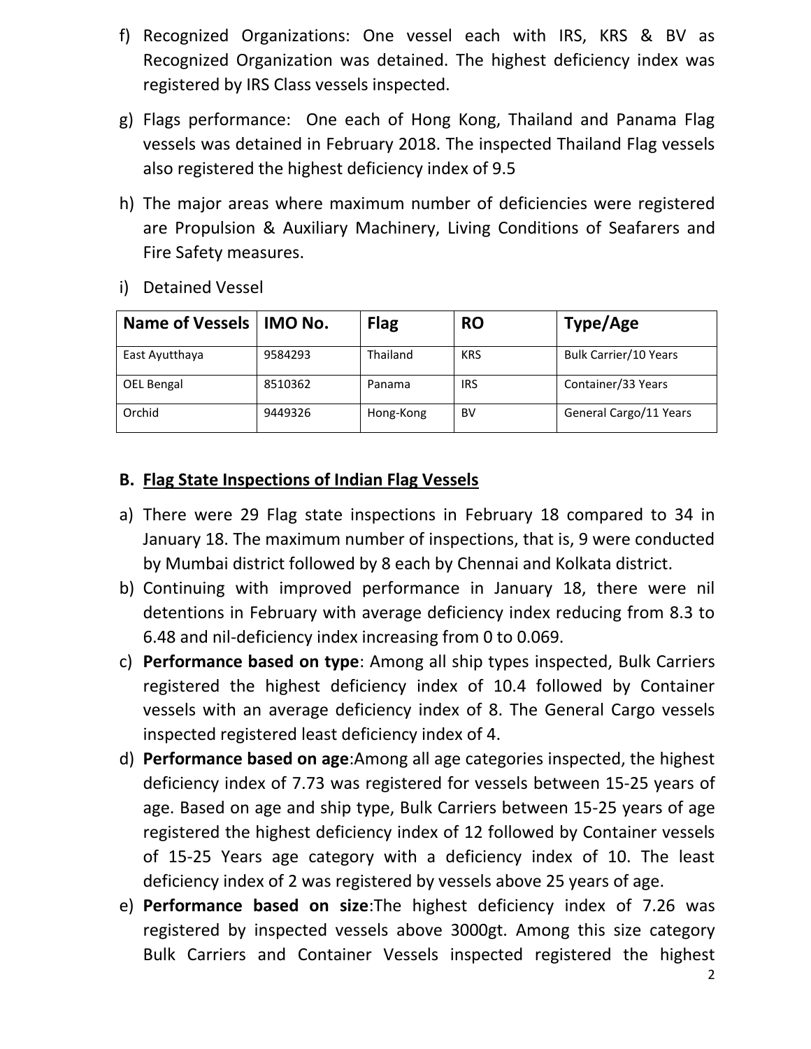f) Recognized Organizations: One vessel each with IRS, KRS & BV as Recognized Organization was detained. The highest deficiency index was registered by IRS Class vessels inspected.

g) Flags performance: One each of Hong Kong, Thailand and Panama Flag vessels was detained in February 2018. The inspected Thailand Flag vessels also registered the highest deficiency index of 9.5

h) The major areas where maximum number of deficiencies were registered are Propulsion & Auxiliary Machinery, Living Conditions of Seafarers and Fire Safety measures.

i) Detained Vessel

| Name of Vessels | IMO No. | Flag | RO | Type/Age |
|---|---|---|---|---|
| East Ayutthaya | 9584293 | Thailand | KRS | Bulk Carrier/10 Years |
| OEL Bengal | 8510362 | Panama | IRS | Container/33 Years |
| Orchid | 9449326 | Hong-Kong | BV | General Cargo/11 Years |

## B. Flag State Inspections of Indian Flag Vessels

a) There were 29 Flag state inspections in February 18 compared to 34 in January 18. The maximum number of inspections, that is, 9 were conducted by Mumbai district followed by 8 each by Chennai and Kolkata district.

b) Continuing with improved performance in January 18, there were nil detentions in February with average deficiency index reducing from 8.3 to 6.48 and nil-deficiency index increasing from 0 to 0.069.

c) **Performance based on type**: Among all ship types inspected, Bulk Carriers registered the highest deficiency index of 10.4 followed by Container vessels with an average deficiency index of 8. The General Cargo vessels inspected registered least deficiency index of 4.

d) **Performance based on age**:Among all age categories inspected, the highest deficiency index of 7.73 was registered for vessels between 15-25 years of age. Based on age and ship type, Bulk Carriers between 15-25 years of age registered the highest deficiency index of 12 followed by Container vessels of 15-25 Years age category with a deficiency index of 10. The least deficiency index of 2 was registered by vessels above 25 years of age.

e) **Performance based on size**:The highest deficiency index of 7.26 was registered by inspected vessels above 3000gt. Among this size category Bulk Carriers and Container Vessels inspected registered the highest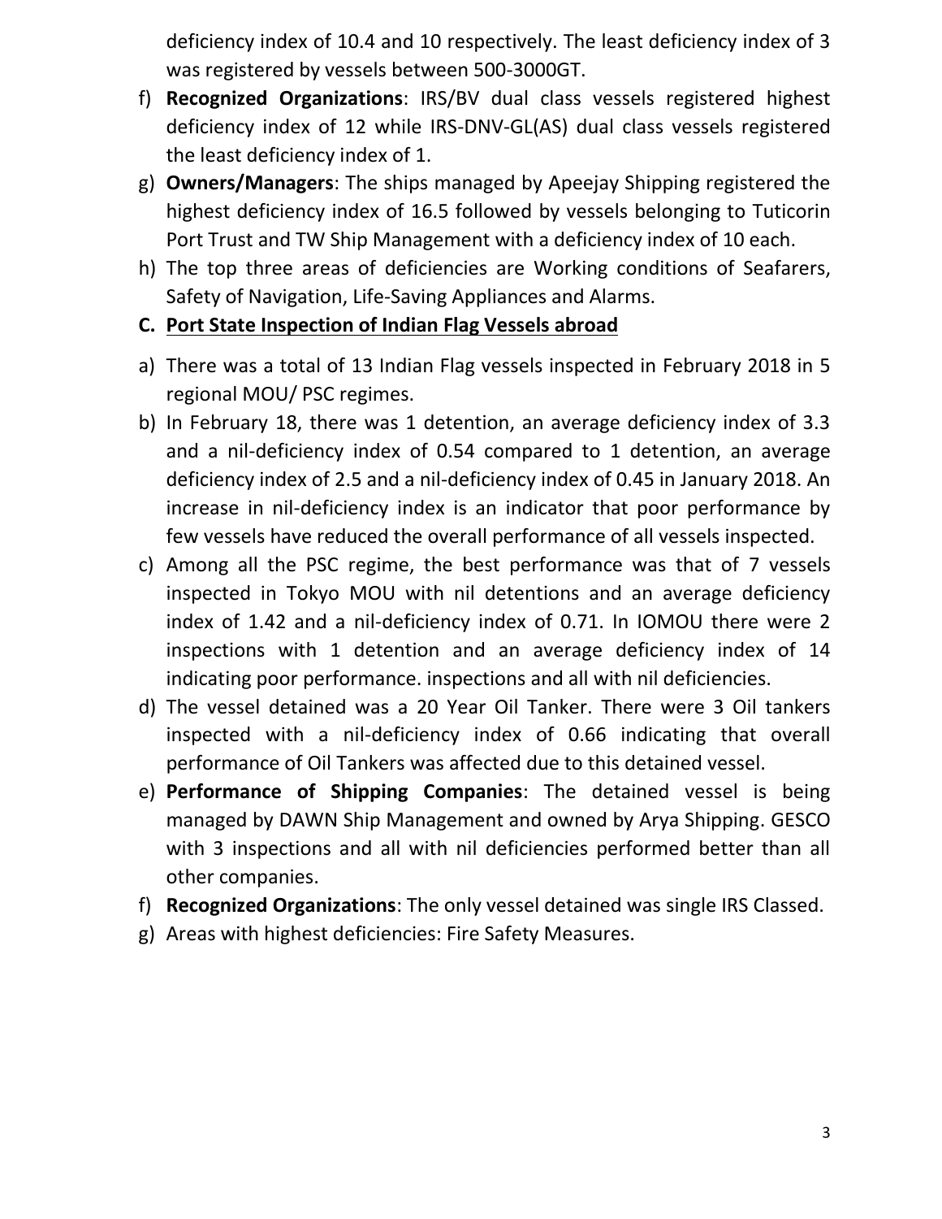deficiency index of 10.4 and 10 respectively. The least deficiency index of 3 was registered by vessels between 500-3000GT.

f) **Recognized Organizations**: IRS/BV dual class vessels registered highest deficiency index of 12 while IRS-DNV-GL(AS) dual class vessels registered the least deficiency index of 1.

g) **Owners/Managers**: The ships managed by Apeejay Shipping registered the highest deficiency index of 16.5 followed by vessels belonging to Tuticorin Port Trust and TW Ship Management with a deficiency index of 10 each.

h) The top three areas of deficiencies are Working conditions of Seafarers, Safety of Navigation, Life-Saving Appliances and Alarms.

**C. <u>Port State Inspection of Indian Flag Vessels abroad</u>**

a) There was a total of 13 Indian Flag vessels inspected in February 2018 in 5 regional MOU/ PSC regimes.

b) In February 18, there was 1 detention, an average deficiency index of 3.3 and a nil-deficiency index of 0.54 compared to 1 detention, an average deficiency index of 2.5 and a nil-deficiency index of 0.45 in January 2018. An increase in nil-deficiency index is an indicator that poor performance by few vessels have reduced the overall performance of all vessels inspected.

c) Among all the PSC regime, the best performance was that of 7 vessels inspected in Tokyo MOU with nil detentions and an average deficiency index of 1.42 and a nil-deficiency index of 0.71. In IOMOU there were 2 inspections with 1 detention and an average deficiency index of 14 indicating poor performance. inspections and all with nil deficiencies.

d) The vessel detained was a 20 Year Oil Tanker. There were 3 Oil tankers inspected with a nil-deficiency index of 0.66 indicating that overall performance of Oil Tankers was affected due to this detained vessel.

e) **Performance of Shipping Companies**: The detained vessel is being managed by DAWN Ship Management and owned by Arya Shipping. GESCO with 3 inspections and all with nil deficiencies performed better than all other companies.

f) **Recognized Organizations**: The only vessel detained was single IRS Classed.

g) Areas with highest deficiencies: Fire Safety Measures.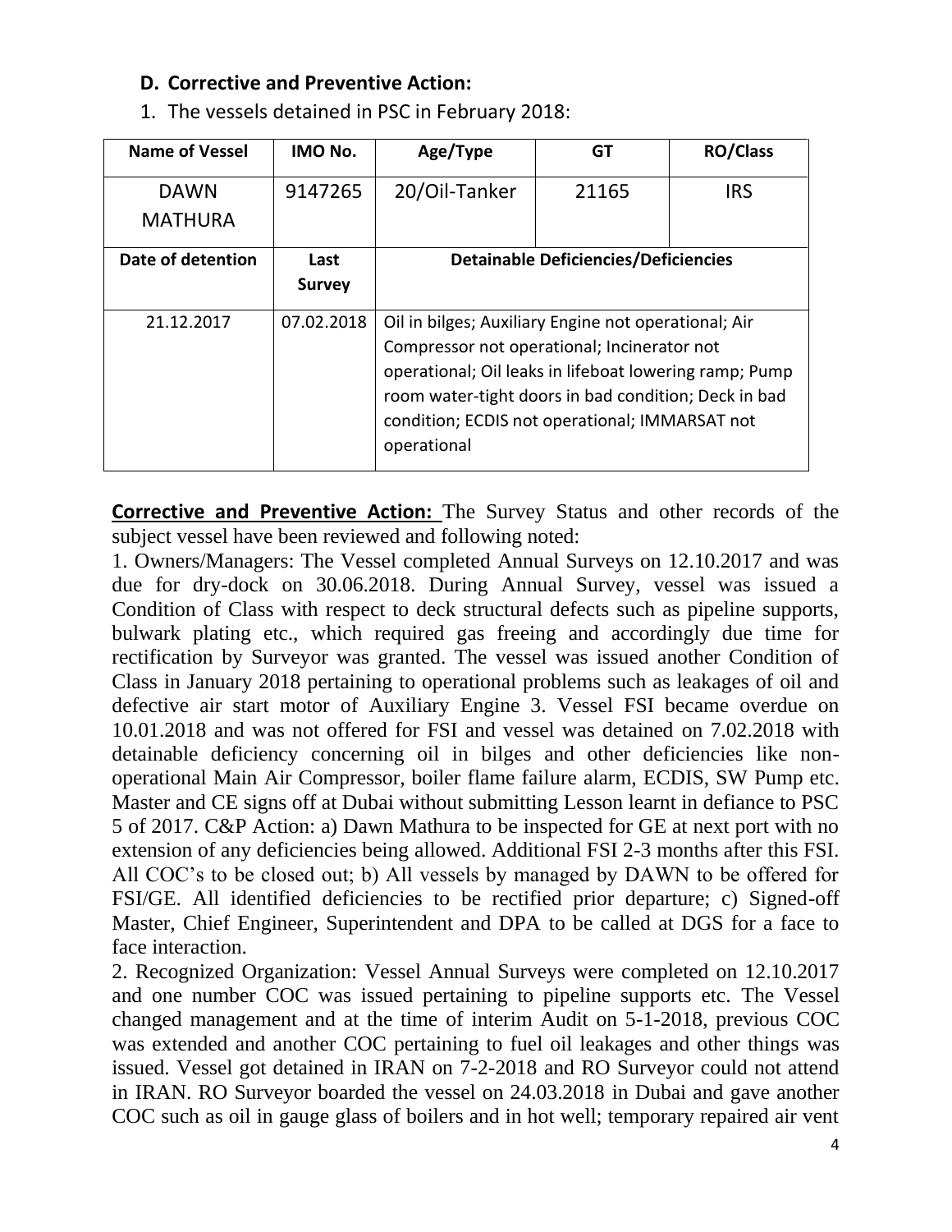### D. Corrective and Preventive Action:

1. The vessels detained in PSC in February 2018:

| Name of Vessel | IMO No. | Age/Type | GT | RO/Class |
|---|---|---|---|---|
| DAWN MATHURA | 9147265 | 20/Oil-Tanker | 21165 | IRS |
| **Date of detention** | **Last Survey** | **Detainable Deficiencies/Deficiencies** | | |
| 21.12.2017 | 07.02.2018 | Oil in bilges; Auxiliary Engine not operational; Air Compressor not operational; Incinerator not operational; Oil leaks in lifeboat lowering ramp; Pump room water-tight doors in bad condition; Deck in bad condition; ECDIS not operational; IMMARSAT not operational | | |

**Corrective and Preventive Action:** The Survey Status and other records of the subject vessel have been reviewed and following noted:

1. Owners/Managers: The Vessel completed Annual Surveys on 12.10.2017 and was due for dry-dock on 30.06.2018. During Annual Survey, vessel was issued a Condition of Class with respect to deck structural defects such as pipeline supports, bulwark plating etc., which required gas freeing and accordingly due time for rectification by Surveyor was granted. The vessel was issued another Condition of Class in January 2018 pertaining to operational problems such as leakages of oil and defective air start motor of Auxiliary Engine 3. Vessel FSI became overdue on 10.01.2018 and was not offered for FSI and vessel was detained on 7.02.2018 with detainable deficiency concerning oil in bilges and other deficiencies like non-operational Main Air Compressor, boiler flame failure alarm, ECDIS, SW Pump etc. Master and CE signs off at Dubai without submitting Lesson learnt in defiance to PSC 5 of 2017. C&P Action: a) Dawn Mathura to be inspected for GE at next port with no extension of any deficiencies being allowed. Additional FSI 2-3 months after this FSI. All COC's to be closed out; b) All vessels by managed by DAWN to be offered for FSI/GE. All identified deficiencies to be rectified prior departure; c) Signed-off Master, Chief Engineer, Superintendent and DPA to be called at DGS for a face to face interaction.

2. Recognized Organization: Vessel Annual Surveys were completed on 12.10.2017 and one number COC was issued pertaining to pipeline supports etc. The Vessel changed management and at the time of interim Audit on 5-1-2018, previous COC was extended and another COC pertaining to fuel oil leakages and other things was issued. Vessel got detained in IRAN on 7-2-2018 and RO Surveyor could not attend in IRAN. RO Surveyor boarded the vessel on 24.03.2018 in Dubai and gave another COC such as oil in gauge glass of boilers and in hot well; temporary repaired air vent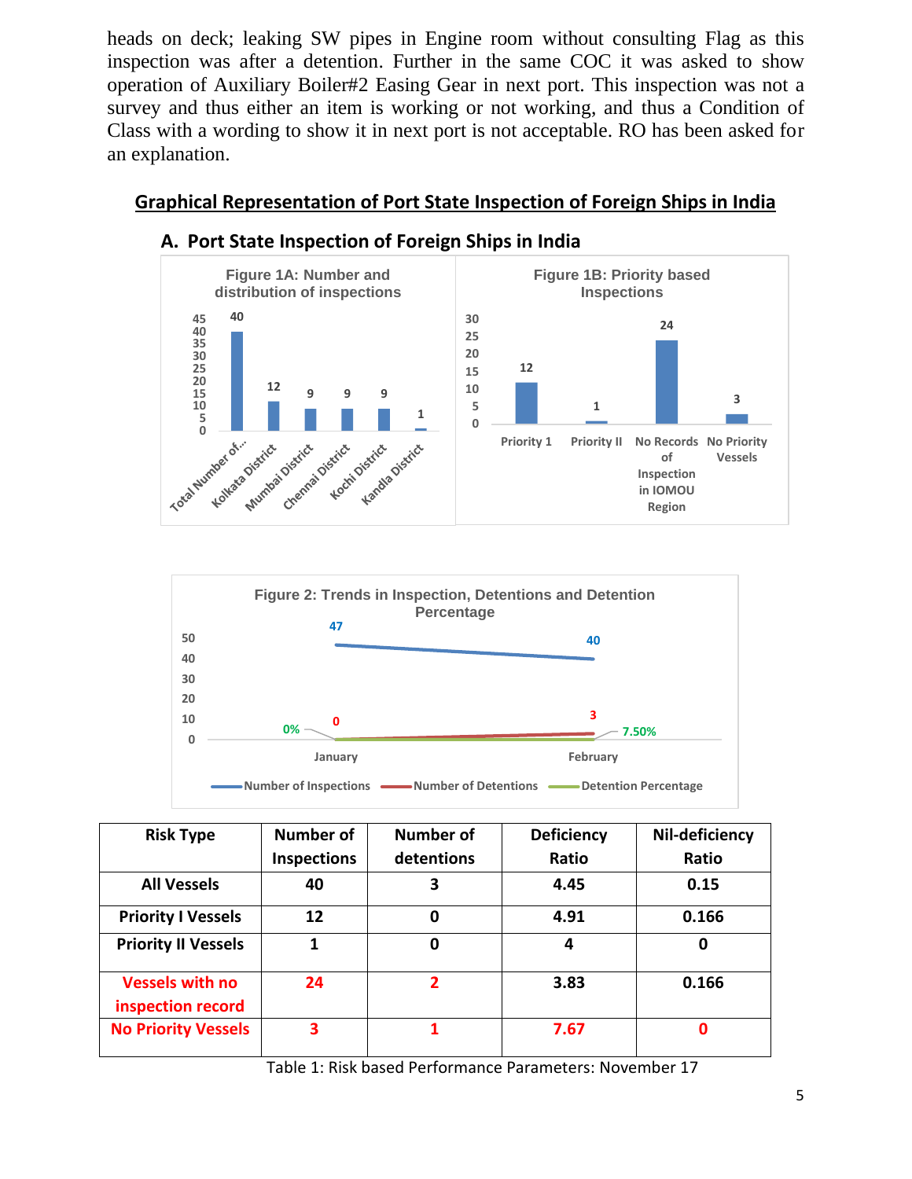heads on deck; leaking SW pipes in Engine room without consulting Flag as this inspection was after a detention. Further in the same COC it was asked to show operation of Auxiliary Boiler#2 Easing Gear in next port. This inspection was not a survey and thus either an item is working or not working, and thus a Condition of Class with a wording to show it in next port is not acceptable. RO has been asked for an explanation.

## Graphical Representation of Port State Inspection of Foreign Ships in India

### A. Port State Inspection of Foreign Ships in India

**Figure 1A: Number and distribution of inspections**

| Category | Inspections |
|---|---|
| Total Number of... | 40 |
| Kolkata District | 12 |
| Mumbai District | 9 |
| Chennai District | 9 |
| Kochi District | 9 |
| Kandla District | 1 |

**Figure 1B: Priority based Inspections**

| Category | Inspections |
|---|---|
| Priority 1 | 12 |
| Priority II | 1 |
| No Records of Inspection in IOMOU Region | 24 |
| No Priority Vessels | 3 |

**Figure 2: Trends in Inspection, Detentions and Detention Percentage**

| | January | February |
|---|---|---|
| Number of Inspections | 47 | 40 |
| Number of Detentions | 0 | 3 |
| Detention Percentage | 0% | 7.50% |

| Risk Type | Number of Inspections | Number of detentions | Deficiency Ratio | Nil-deficiency Ratio |
|---|---|---|---|---|
| All Vessels | 40 | 3 | 4.45 | 0.15 |
| Priority I Vessels | 12 | 0 | 4.91 | 0.166 |
| Priority II Vessels | 1 | 0 | 4 | 0 |
| Vessels with no inspection record | 24 | 2 | 3.83 | 0.166 |
| No Priority Vessels | 3 | 1 | 7.67 | 0 |

Table 1: Risk based Performance Parameters: November 17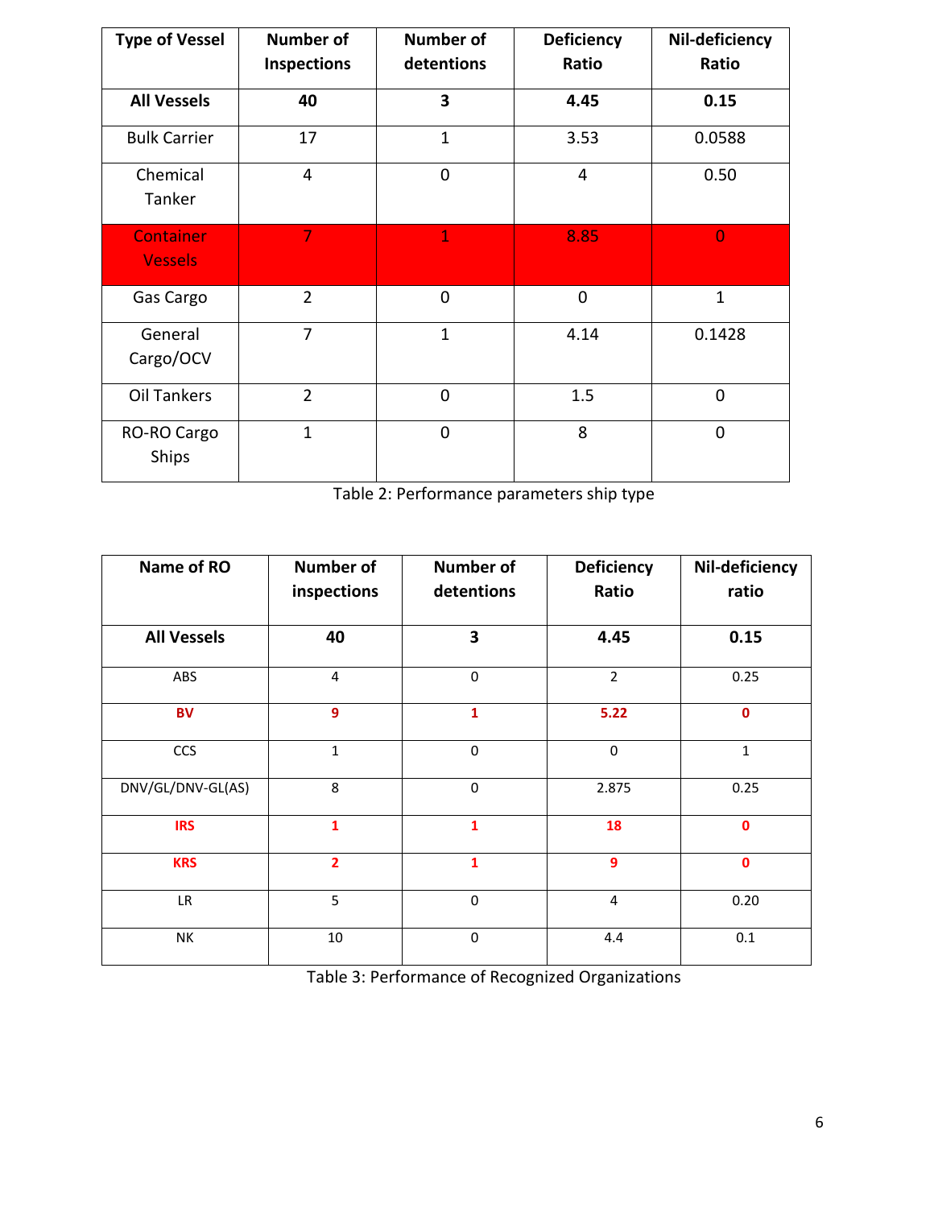| Type of Vessel | Number of Inspections | Number of detentions | Deficiency Ratio | Nil-deficiency Ratio |
|---|---|---|---|---|
| **All Vessels** | **40** | **3** | **4.45** | **0.15** |
| Bulk Carrier | 17 | 1 | 3.53 | 0.0588 |
| Chemical Tanker | 4 | 0 | 4 | 0.50 |
| Container Vessels | 7 | 1 | 8.85 | 0 |
| Gas Cargo | 2 | 0 | 0 | 1 |
| General Cargo/OCV | 7 | 1 | 4.14 | 0.1428 |
| Oil Tankers | 2 | 0 | 1.5 | 0 |
| RO-RO Cargo Ships | 1 | 0 | 8 | 0 |

Table 2: Performance parameters ship type

| Name of RO | Number of inspections | Number of detentions | Deficiency Ratio | Nil-deficiency ratio |
|---|---|---|---|---|
| **All Vessels** | **40** | **3** | **4.45** | **0.15** |
| ABS | 4 | 0 | 2 | 0.25 |
| **BV** | **9** | **1** | **5.22** | **0** |
| CCS | 1 | 0 | 0 | 1 |
| DNV/GL/DNV-GL(AS) | 8 | 0 | 2.875 | 0.25 |
| **IRS** | **1** | **1** | **18** | **0** |
| **KRS** | **2** | **1** | **9** | **0** |
| LR | 5 | 0 | 4 | 0.20 |
| NK | 10 | 0 | 4.4 | 0.1 |

Table 3: Performance of Recognized Organizations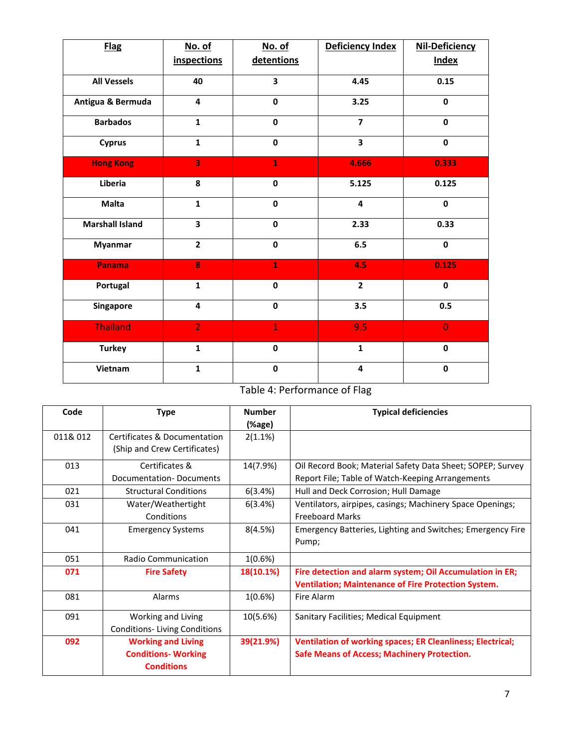| Flag | No. of inspections | No. of detentions | Deficiency Index | Nil-Deficiency Index |
|---|---|---|---|---|
| **All Vessels** | **40** | **3** | **4.45** | **0.15** |
| **Antigua & Bermuda** | **4** | **0** | **3.25** | **0** |
| **Barbados** | **1** | **0** | **7** | **0** |
| **Cyprus** | **1** | **0** | **3** | **0** |
| **Hong Kong** | **3** | **1** | **4.666** | **0.333** |
| **Liberia** | **8** | **0** | **5.125** | **0.125** |
| **Malta** | **1** | **0** | **4** | **0** |
| **Marshall Island** | **3** | **0** | **2.33** | **0.33** |
| **Myanmar** | **2** | **0** | **6.5** | **0** |
| **Panama** | **8** | **1** | **4.5** | **0.125** |
| **Portugal** | **1** | **0** | **2** | **0** |
| **Singapore** | **4** | **0** | **3.5** | **0.5** |
| Thailand | 2 | 1 | 9.5 | 0 |
| **Turkey** | **1** | **0** | **1** | **0** |
| **Vietnam** | **1** | **0** | **4** | **0** |

Table 4: Performance of Flag

| Code | Type | Number (%age) | Typical deficiencies |
|---|---|---|---|
| 011& 012 | Certificates & Documentation (Ship and Crew Certificates) | 2(1.1%) | |
| 013 | Certificates & Documentation- Documents | 14(7.9%) | Oil Record Book; Material Safety Data Sheet; SOPEP; Survey Report File; Table of Watch-Keeping Arrangements |
| 021 | Structural Conditions | 6(3.4%) | Hull and Deck Corrosion; Hull Damage |
| 031 | Water/Weathertight Conditions | 6(3.4%) | Ventilators, airpipes, casings; Machinery Space Openings; Freeboard Marks |
| 041 | Emergency Systems | 8(4.5%) | Emergency Batteries, Lighting and Switches; Emergency Fire Pump; |
| 051 | Radio Communication | 1(0.6%) | |
| **071** | **Fire Safety** | **18(10.1%)** | **Fire detection and alarm system; Oil Accumulation in ER; Ventilation; Maintenance of Fire Protection System.** |
| 081 | Alarms | 1(0.6%) | Fire Alarm |
| 091 | Working and Living Conditions- Living Conditions | 10(5.6%) | Sanitary Facilities; Medical Equipment |
| **092** | **Working and Living Conditions- Working Conditions** | **39(21.9%)** | **Ventilation of working spaces; ER Cleanliness; Electrical; Safe Means of Access; Machinery Protection.** |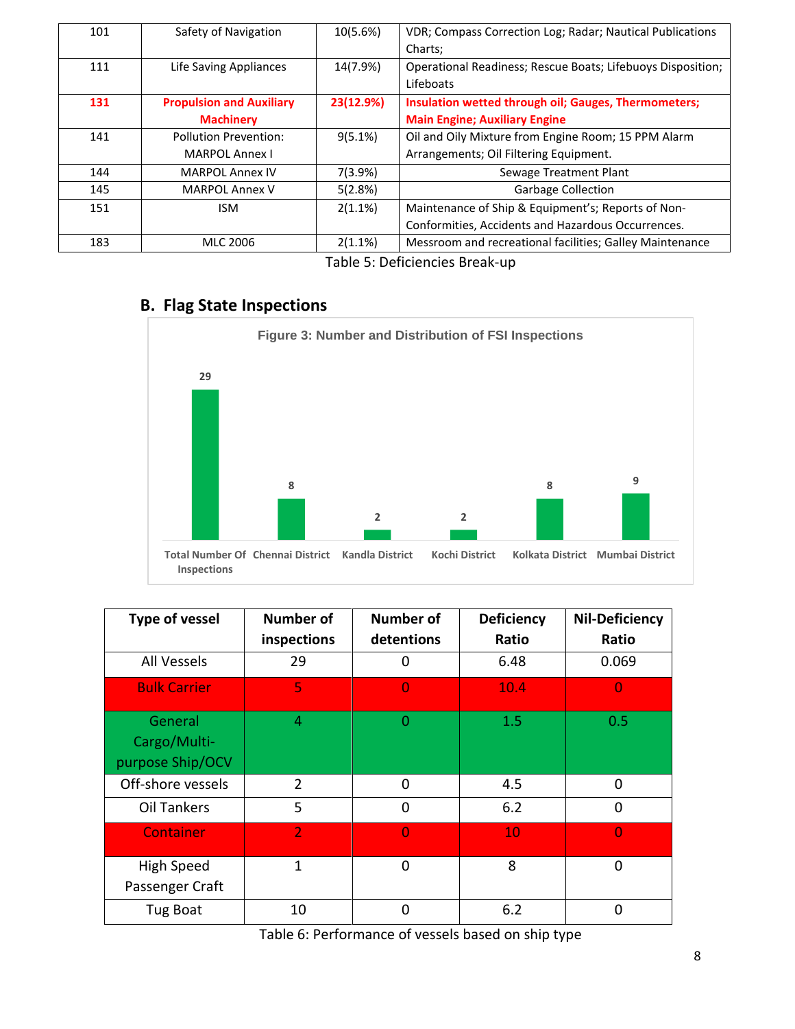| 101 | Safety of Navigation | 10(5.6%) | VDR; Compass Correction Log; Radar; Nautical Publications Charts; |
|---|---|---|---|
| 111 | Life Saving Appliances | 14(7.9%) | Operational Readiness; Rescue Boats; Lifebuoys Disposition; Lifeboats |
| **131** | **Propulsion and Auxiliary Machinery** | **23(12.9%)** | **Insulation wetted through oil; Gauges, Thermometers; Main Engine; Auxiliary Engine** |
| 141 | Pollution Prevention: MARPOL Annex I | 9(5.1%) | Oil and Oily Mixture from Engine Room; 15 PPM Alarm Arrangements; Oil Filtering Equipment. |
| 144 | MARPOL Annex IV | 7(3.9%) | Sewage Treatment Plant |
| 145 | MARPOL Annex V | 5(2.8%) | Garbage Collection |
| 151 | ISM | 2(1.1%) | Maintenance of Ship & Equipment's; Reports of Non-Conformities, Accidents and Hazardous Occurrences. |
| 183 | MLC 2006 | 2(1.1%) | Messroom and recreational facilities; Galley Maintenance |

Table 5: Deficiencies Break-up

## B. Flag State Inspections

**Figure 3: Number and Distribution of FSI Inspections**

| Total Number Of Inspections | Chennai District | Kandla District | Kochi District | Kolkata District | Mumbai District |
|---|---|---|---|---|---|
| 29 | 8 | 2 | 2 | 8 | 9 |

| Type of vessel | Number of inspections | Number of detentions | Deficiency Ratio | Nil-Deficiency Ratio |
|---|---|---|---|---|
| All Vessels | 29 | 0 | 6.48 | 0.069 |
| Bulk Carrier | 5 | 0 | 10.4 | 0 |
| General Cargo/Multi-purpose Ship/OCV | 4 | 0 | 1.5 | 0.5 |
| Off-shore vessels | 2 | 0 | 4.5 | 0 |
| Oil Tankers | 5 | 0 | 6.2 | 0 |
| Container | 2 | 0 | 10 | 0 |
| High Speed Passenger Craft | 1 | 0 | 8 | 0 |
| Tug Boat | 10 | 0 | 6.2 | 0 |

Table 6: Performance of vessels based on ship type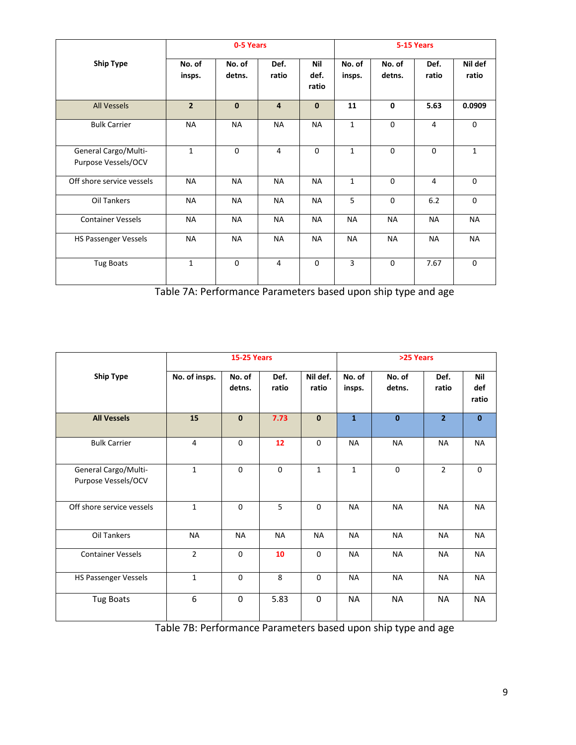| Ship Type | 0-5 Years | | | | 5-15 Years | | | |
|---|---|---|---|---|---|---|---|---|
| | No. of insps. | No. of detns. | Def. ratio | Nil def. ratio | No. of insps. | No. of detns. | Def. ratio | Nil def ratio |
| All Vessels | **2** | **0** | **4** | **0** | **11** | **0** | **5.63** | **0.0909** |
| Bulk Carrier | NA | NA | NA | NA | 1 | 0 | 4 | 0 |
| General Cargo/Multi-Purpose Vessels/OCV | 1 | 0 | 4 | 0 | 1 | 0 | 0 | 1 |
| Off shore service vessels | NA | NA | NA | NA | 1 | 0 | 4 | 0 |
| Oil Tankers | NA | NA | NA | NA | 5 | 0 | 6.2 | 0 |
| Container Vessels | NA | NA | NA | NA | NA | NA | NA | NA |
| HS Passenger Vessels | NA | NA | NA | NA | NA | NA | NA | NA |
| Tug Boats | 1 | 0 | 4 | 0 | 3 | 0 | 7.67 | 0 |

Table 7A: Performance Parameters based upon ship type and age

| Ship Type | 15-25 Years | | | | >25 Years | | | |
|---|---|---|---|---|---|---|---|---|
| | No. of insps. | No. of detns. | Def. ratio | Nil def. ratio | No. of insps. | No. of detns. | Def. ratio | Nil def ratio |
| **All Vessels** | **15** | **0** | **7.73** | **0** | **1** | **0** | **2** | **0** |
| Bulk Carrier | 4 | 0 | **12** | 0 | NA | NA | NA | NA |
| General Cargo/Multi-Purpose Vessels/OCV | 1 | 0 | 0 | 1 | 1 | 0 | 2 | 0 |
| Off shore service vessels | 1 | 0 | 5 | 0 | NA | NA | NA | NA |
| Oil Tankers | NA | NA | NA | NA | NA | NA | NA | NA |
| Container Vessels | 2 | 0 | **10** | 0 | NA | NA | NA | NA |
| HS Passenger Vessels | 1 | 0 | 8 | 0 | NA | NA | NA | NA |
| Tug Boats | 6 | 0 | 5.83 | 0 | NA | NA | NA | NA |

Table 7B: Performance Parameters based upon ship type and age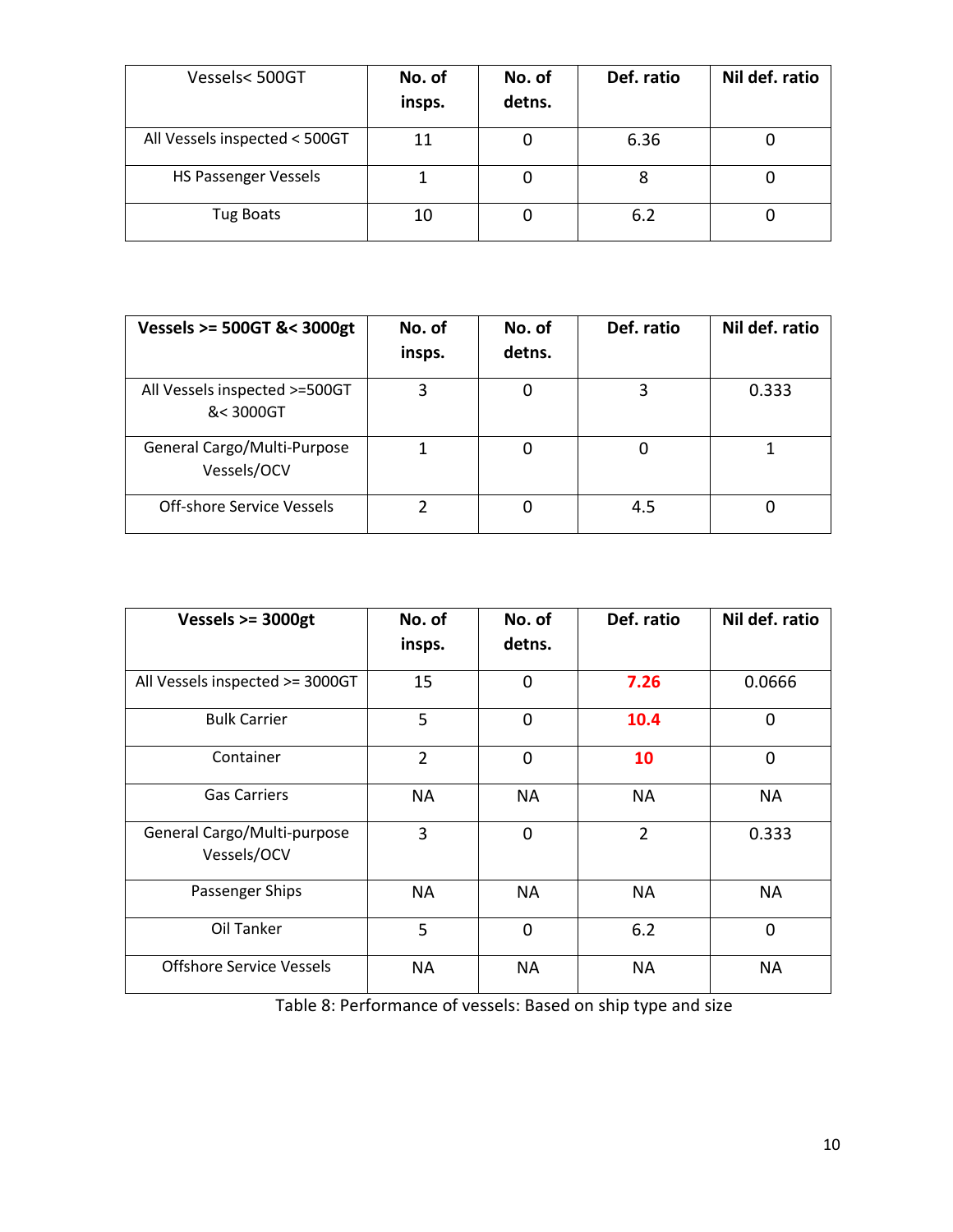| Vessels< 500GT | No. of insps. | No. of detns. | Def. ratio | Nil def. ratio |
|---|---|---|---|---|
| All Vessels inspected < 500GT | 11 | 0 | 6.36 | 0 |
| HS Passenger Vessels | 1 | 0 | 8 | 0 |
| Tug Boats | 10 | 0 | 6.2 | 0 |

| **Vessels >= 500GT &< 3000gt** | No. of insps. | No. of detns. | Def. ratio | Nil def. ratio |
|---|---|---|---|---|
| All Vessels inspected >=500GT &< 3000GT | 3 | 0 | 3 | 0.333 |
| General Cargo/Multi-Purpose Vessels/OCV | 1 | 0 | 0 | 1 |
| Off-shore Service Vessels | 2 | 0 | 4.5 | 0 |

| **Vessels >= 3000gt** | No. of insps. | No. of detns. | Def. ratio | Nil def. ratio |
|---|---|---|---|---|
| All Vessels inspected >= 3000GT | 15 | 0 | **7.26** | 0.0666 |
| Bulk Carrier | 5 | 0 | **10.4** | 0 |
| Container | 2 | 0 | **10** | 0 |
| Gas Carriers | NA | NA | NA | NA |
| General Cargo/Multi-purpose Vessels/OCV | 3 | 0 | 2 | 0.333 |
| Passenger Ships | NA | NA | NA | NA |
| Oil Tanker | 5 | 0 | 6.2 | 0 |
| Offshore Service Vessels | NA | NA | NA | NA |

Table 8: Performance of vessels: Based on ship type and size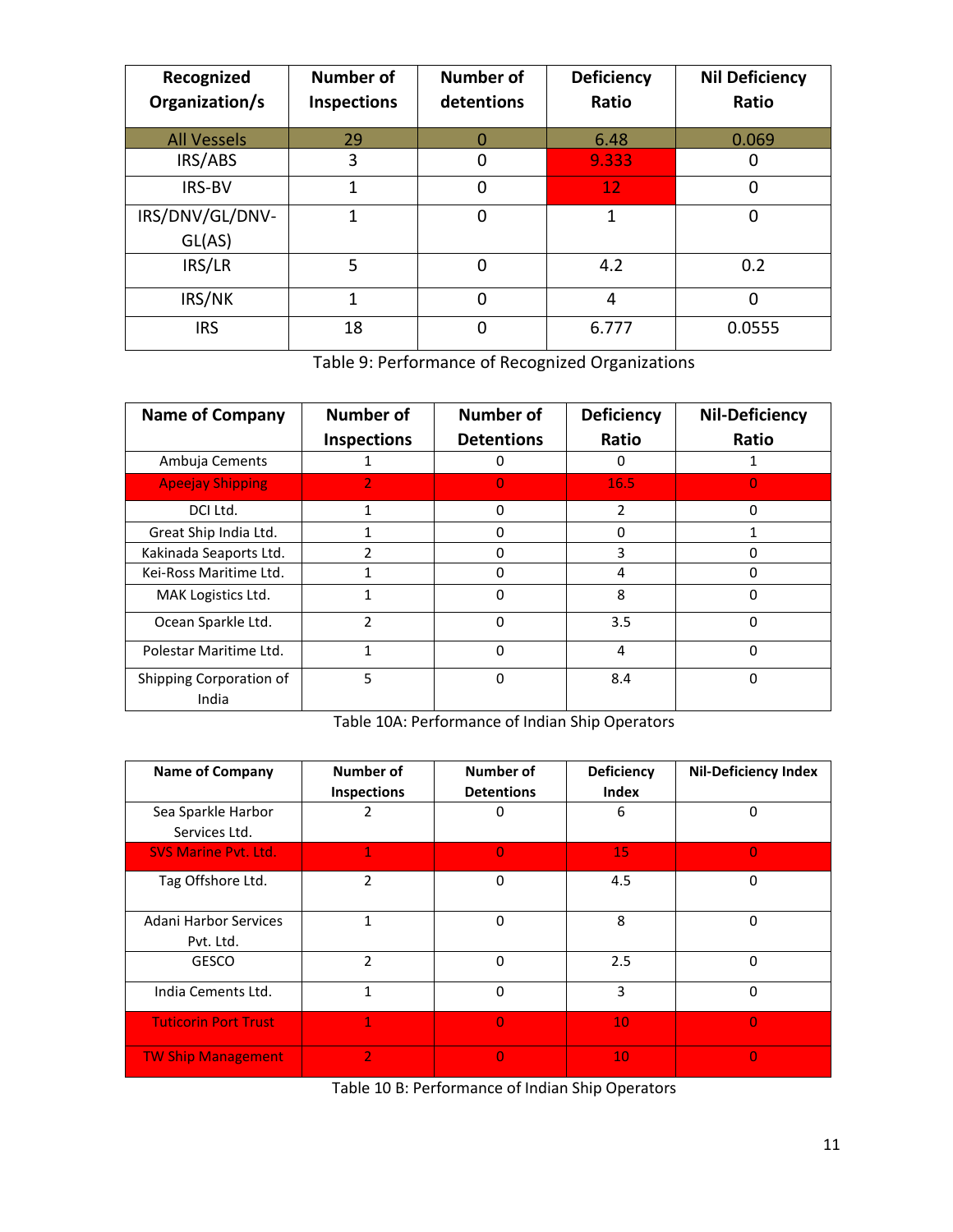| Recognized Organization/s | Number of Inspections | Number of detentions | Deficiency Ratio | Nil Deficiency Ratio |
|---|---|---|---|---|
| All Vessels | 29 | 0 | 6.48 | 0.069 |
| IRS/ABS | 3 | 0 | 9.333 | 0 |
| IRS-BV | 1 | 0 | 12 | 0 |
| IRS/DNV/GL/DNV-GL(AS) | 1 | 0 | 1 | 0 |
| IRS/LR | 5 | 0 | 4.2 | 0.2 |
| IRS/NK | 1 | 0 | 4 | 0 |
| IRS | 18 | 0 | 6.777 | 0.0555 |

Table 9: Performance of Recognized Organizations

| Name of Company | Number of Inspections | Number of Detentions | Deficiency Ratio | Nil-Deficiency Ratio |
|---|---|---|---|---|
| Ambuja Cements | 1 | 0 | 0 | 1 |
| Apeejay Shipping | 2 | 0 | 16.5 | 0 |
| DCI Ltd. | 1 | 0 | 2 | 0 |
| Great Ship India Ltd. | 1 | 0 | 0 | 1 |
| Kakinada Seaports Ltd. | 2 | 0 | 3 | 0 |
| Kei-Ross Maritime Ltd. | 1 | 0 | 4 | 0 |
| MAK Logistics Ltd. | 1 | 0 | 8 | 0 |
| Ocean Sparkle Ltd. | 2 | 0 | 3.5 | 0 |
| Polestar Maritime Ltd. | 1 | 0 | 4 | 0 |
| Shipping Corporation of India | 5 | 0 | 8.4 | 0 |

Table 10A: Performance of Indian Ship Operators

| Name of Company | Number of Inspections | Number of Detentions | Deficiency Index | Nil-Deficiency Index |
|---|---|---|---|---|
| Sea Sparkle Harbor Services Ltd. | 2 | 0 | 6 | 0 |
| SVS Marine Pvt. Ltd. | 1 | 0 | 15 | 0 |
| Tag Offshore Ltd. | 2 | 0 | 4.5 | 0 |
| Adani Harbor Services Pvt. Ltd. | 1 | 0 | 8 | 0 |
| GESCO | 2 | 0 | 2.5 | 0 |
| India Cements Ltd. | 1 | 0 | 3 | 0 |
| Tuticorin Port Trust | 1 | 0 | 10 | 0 |
| TW Ship Management | 2 | 0 | 10 | 0 |

Table 10 B: Performance of Indian Ship Operators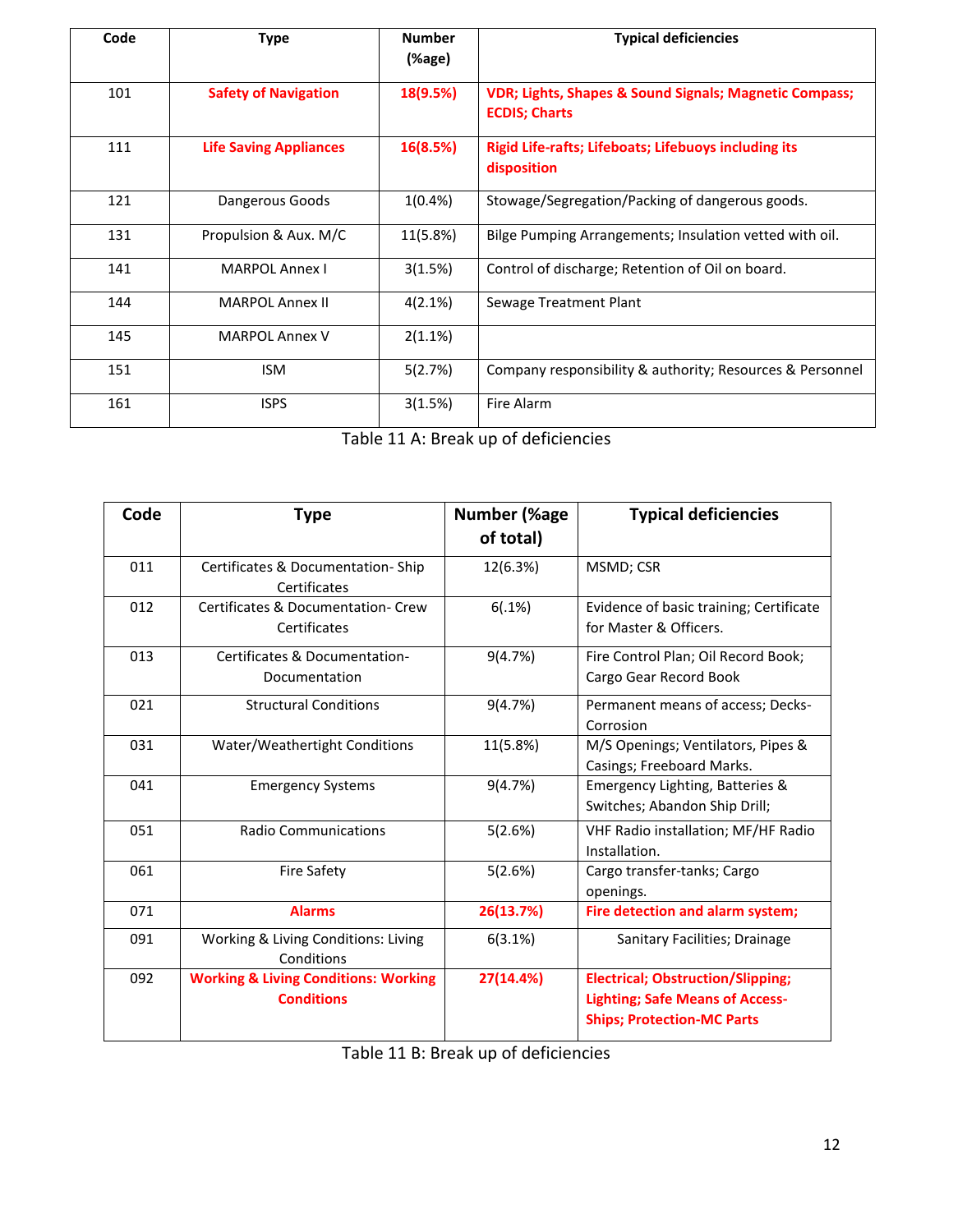| Code | Type | Number (%age) | Typical deficiencies |
|---|---|---|---|
| 101 | **Safety of Navigation** | **18(9.5%)** | **VDR; Lights, Shapes & Sound Signals; Magnetic Compass; ECDIS; Charts** |
| 111 | **Life Saving Appliances** | **16(8.5%)** | **Rigid Life-rafts; Lifeboats; Lifebuoys including its disposition** |
| 121 | Dangerous Goods | 1(0.4%) | Stowage/Segregation/Packing of dangerous goods. |
| 131 | Propulsion & Aux. M/C | 11(5.8%) | Bilge Pumping Arrangements; Insulation vetted with oil. |
| 141 | MARPOL Annex I | 3(1.5%) | Control of discharge; Retention of Oil on board. |
| 144 | MARPOL Annex II | 4(2.1%) | Sewage Treatment Plant |
| 145 | MARPOL Annex V | 2(1.1%) | |
| 151 | ISM | 5(2.7%) | Company responsibility & authority; Resources & Personnel |
| 161 | ISPS | 3(1.5%) | Fire Alarm |

Table 11 A: Break up of deficiencies

| Code | Type | Number (%age of total) | Typical deficiencies |
|---|---|---|---|
| 011 | Certificates & Documentation- Ship Certificates | 12(6.3%) | MSMD; CSR |
| 012 | Certificates & Documentation- Crew Certificates | 6(.1%) | Evidence of basic training; Certificate for Master & Officers. |
| 013 | Certificates & Documentation- Documentation | 9(4.7%) | Fire Control Plan; Oil Record Book; Cargo Gear Record Book |
| 021 | Structural Conditions | 9(4.7%) | Permanent means of access; Decks-Corrosion |
| 031 | Water/Weathertight Conditions | 11(5.8%) | M/S Openings; Ventilators, Pipes & Casings; Freeboard Marks. |
| 041 | Emergency Systems | 9(4.7%) | Emergency Lighting, Batteries & Switches; Abandon Ship Drill; |
| 051 | Radio Communications | 5(2.6%) | VHF Radio installation; MF/HF Radio Installation. |
| 061 | Fire Safety | 5(2.6%) | Cargo transfer-tanks; Cargo openings. |
| 071 | **Alarms** | **26(13.7%)** | **Fire detection and alarm system;** |
| 091 | Working & Living Conditions: Living Conditions | 6(3.1%) | Sanitary Facilities; Drainage |
| 092 | **Working & Living Conditions: Working Conditions** | **27(14.4%)** | **Electrical; Obstruction/Slipping; Lighting; Safe Means of Access-Ships; Protection-MC Parts** |

Table 11 B: Break up of deficiencies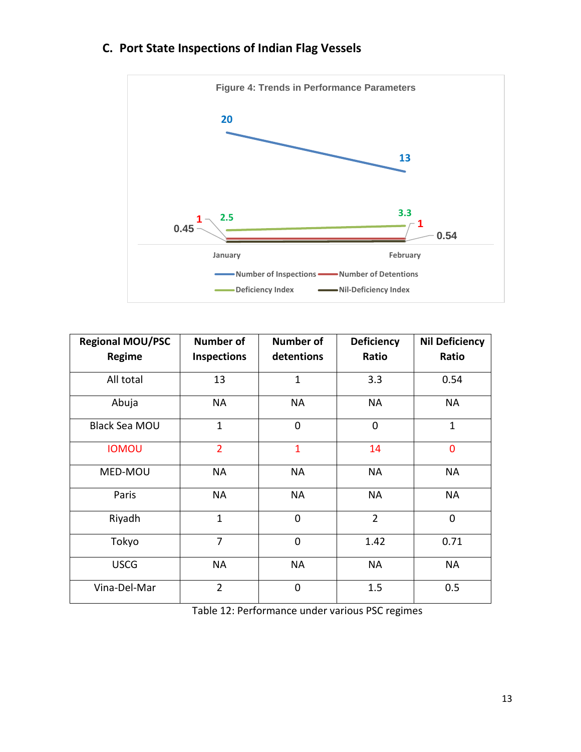### C. Port State Inspections of Indian Flag Vessels

Figure 4: Trends in Performance Parameters

| Regional MOU/PSC Regime | Number of Inspections | Number of detentions | Deficiency Ratio | Nil Deficiency Ratio |
|---|---|---|---|---|
| All total | 13 | 1 | 3.3 | 0.54 |
| Abuja | NA | NA | NA | NA |
| Black Sea MOU | 1 | 0 | 0 | 1 |
| IOMOU | 2 | 1 | 14 | 0 |
| MED-MOU | NA | NA | NA | NA |
| Paris | NA | NA | NA | NA |
| Riyadh | 1 | 0 | 2 | 0 |
| Tokyo | 7 | 0 | 1.42 | 0.71 |
| USCG | NA | NA | NA | NA |
| Vina-Del-Mar | 2 | 0 | 1.5 | 0.5 |

Table 12: Performance under various PSC regimes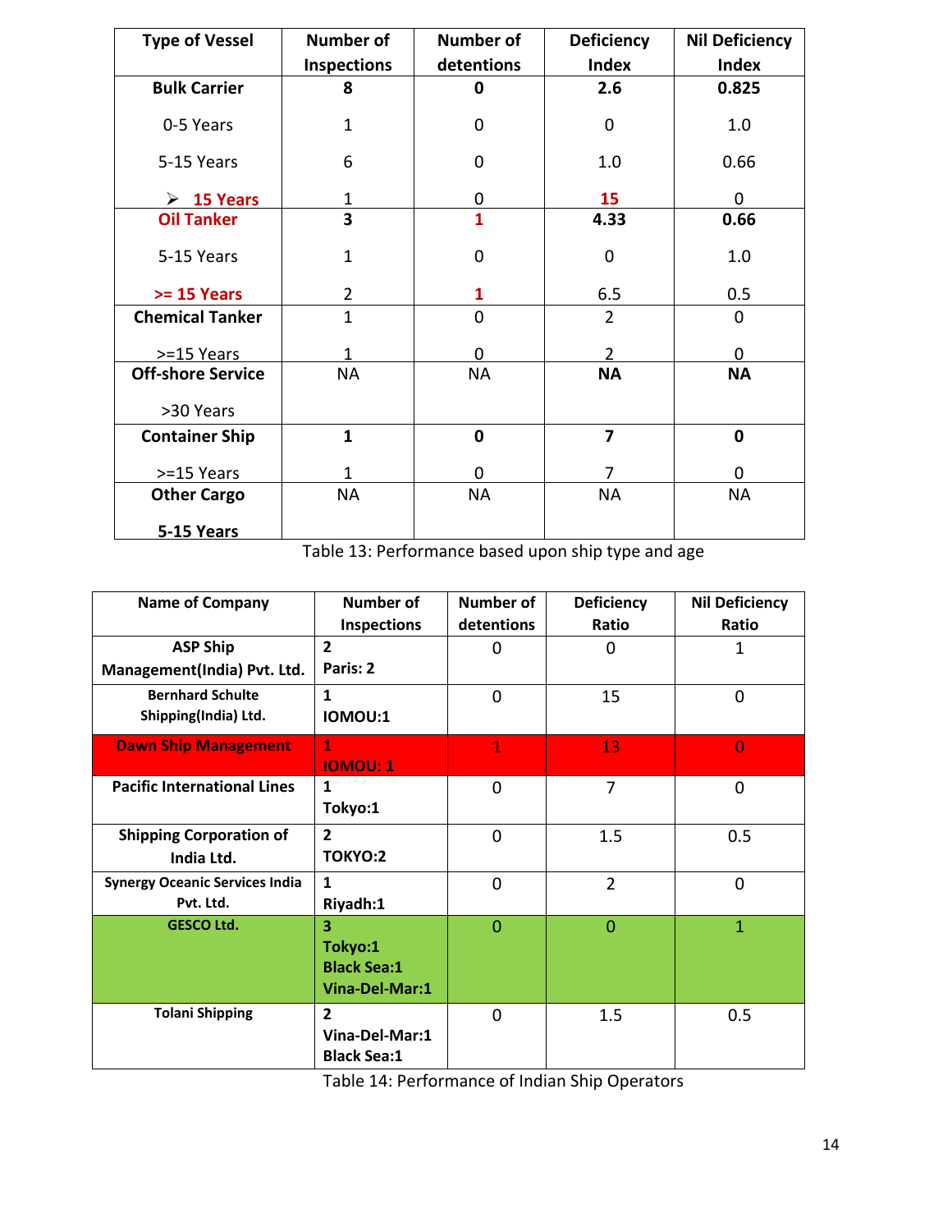| Type of Vessel | Number of Inspections | Number of detentions | Deficiency Index | Nil Deficiency Index |
|---|---|---|---|---|
| **Bulk Carrier** | **8** | **0** | **2.6** | **0.825** |
| 0-5 Years | 1 | 0 | 0 | 1.0 |
| 5-15 Years | 6 | 0 | 1.0 | 0.66 |
| ➢ **15 Years** | 1 | 0 | **15** | 0 |
| **Oil Tanker** | **3** | **1** | **4.33** | **0.66** |
| 5-15 Years | 1 | 0 | 0 | 1.0 |
| **>= 15 Years** | 2 | **1** | 6.5 | 0.5 |
| **Chemical Tanker** | 1 | 0 | 2 | 0 |
| >=15 Years | 1 | 0 | 2 | 0 |
| **Off-shore Service** | NA | NA | **NA** | **NA** |
| >30 Years | | | | |
| **Container Ship** | **1** | **0** | **7** | **0** |
| >=15 Years | 1 | 0 | 7 | 0 |
| **Other Cargo** | NA | NA | NA | NA |
| **5-15 Years** | | | | |

Table 13: Performance based upon ship type and age

| Name of Company | Number of Inspections | Number of detentions | Deficiency Ratio | Nil Deficiency Ratio |
|---|---|---|---|---|
| **ASP Ship Management(India) Pvt. Ltd.** | **2**<br>**Paris: 2** | 0 | 0 | 1 |
| **Bernhard Schulte Shipping(India) Ltd.** | **1**<br>**IOMOU:1** | 0 | 15 | 0 |
| **Dawn Ship Management** | **1**<br>**IOMOU: 1** | 1 | 13 | 0 |
| **Pacific International Lines** | **1**<br>**Tokyo:1** | 0 | 7 | 0 |
| **Shipping Corporation of India Ltd.** | **2**<br>**TOKYO:2** | 0 | 1.5 | 0.5 |
| **Synergy Oceanic Services India Pvt. Ltd.** | **1**<br>**Riyadh:1** | 0 | 2 | 0 |
| **GESCO Ltd.** | **3**<br>**Tokyo:1**<br>**Black Sea:1**<br>**Vina-Del-Mar:1** | 0 | 0 | 1 |
| **Tolani Shipping** | **2**<br>**Vina-Del-Mar:1**<br>**Black Sea:1** | 0 | 1.5 | 0.5 |

Table 14: Performance of Indian Ship Operators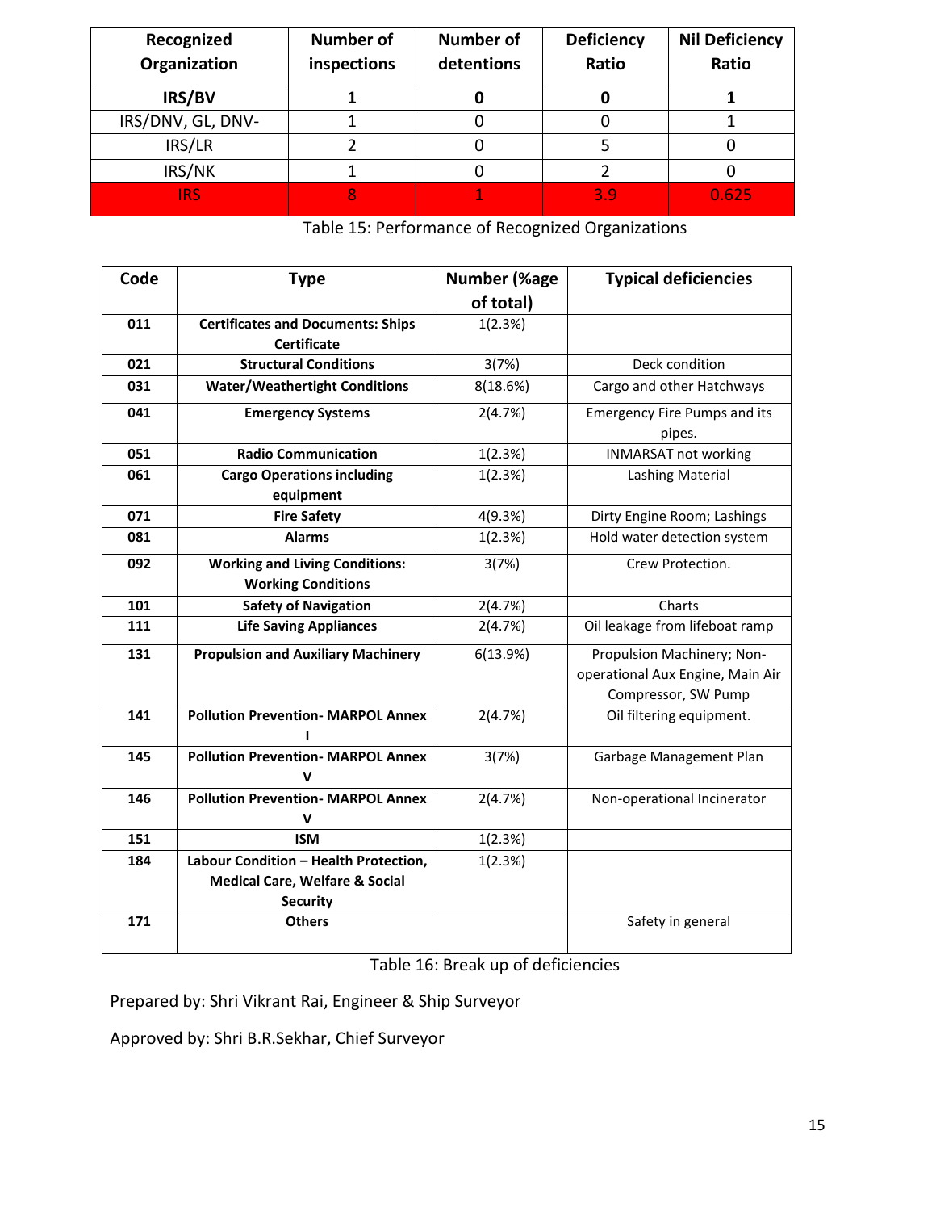| Recognized Organization | Number of inspections | Number of detentions | Deficiency Ratio | Nil Deficiency Ratio |
|---|---|---|---|---|
| **IRS/BV** | **1** | **0** | **0** | **1** |
| IRS/DNV, GL, DNV- | 1 | 0 | 0 | 1 |
| IRS/LR | 2 | 0 | 5 | 0 |
| IRS/NK | 1 | 0 | 2 | 0 |
| IRS | 8 | 1 | 3.9 | 0.625 |

Table 15: Performance of Recognized Organizations

| Code | Type | Number (%age of total) | Typical deficiencies |
|---|---|---|---|
| **011** | **Certificates and Documents: Ships Certificate** | 1(2.3%) | |
| **021** | **Structural Conditions** | 3(7%) | Deck condition |
| **031** | **Water/Weathertight Conditions** | 8(18.6%) | Cargo and other Hatchways |
| **041** | **Emergency Systems** | 2(4.7%) | Emergency Fire Pumps and its pipes. |
| **051** | **Radio Communication** | 1(2.3%) | INMARSAT not working |
| **061** | **Cargo Operations including equipment** | 1(2.3%) | Lashing Material |
| **071** | **Fire Safety** | 4(9.3%) | Dirty Engine Room; Lashings |
| **081** | **Alarms** | 1(2.3%) | Hold water detection system |
| **092** | **Working and Living Conditions: Working Conditions** | 3(7%) | Crew Protection. |
| **101** | **Safety of Navigation** | 2(4.7%) | Charts |
| **111** | **Life Saving Appliances** | 2(4.7%) | Oil leakage from lifeboat ramp |
| **131** | **Propulsion and Auxiliary Machinery** | 6(13.9%) | Propulsion Machinery; Non-operational Aux Engine, Main Air Compressor, SW Pump |
| **141** | **Pollution Prevention- MARPOL Annex I** | 2(4.7%) | Oil filtering equipment. |
| **145** | **Pollution Prevention- MARPOL Annex V** | 3(7%) | Garbage Management Plan |
| **146** | **Pollution Prevention- MARPOL Annex V** | 2(4.7%) | Non-operational Incinerator |
| **151** | **ISM** | 1(2.3%) | |
| **184** | **Labour Condition – Health Protection, Medical Care, Welfare & Social Security** | 1(2.3%) | |
| **171** | **Others** | | Safety in general |

Table 16: Break up of deficiencies

Prepared by: Shri Vikrant Rai, Engineer & Ship Surveyor

Approved by: Shri B.R.Sekhar, Chief Surveyor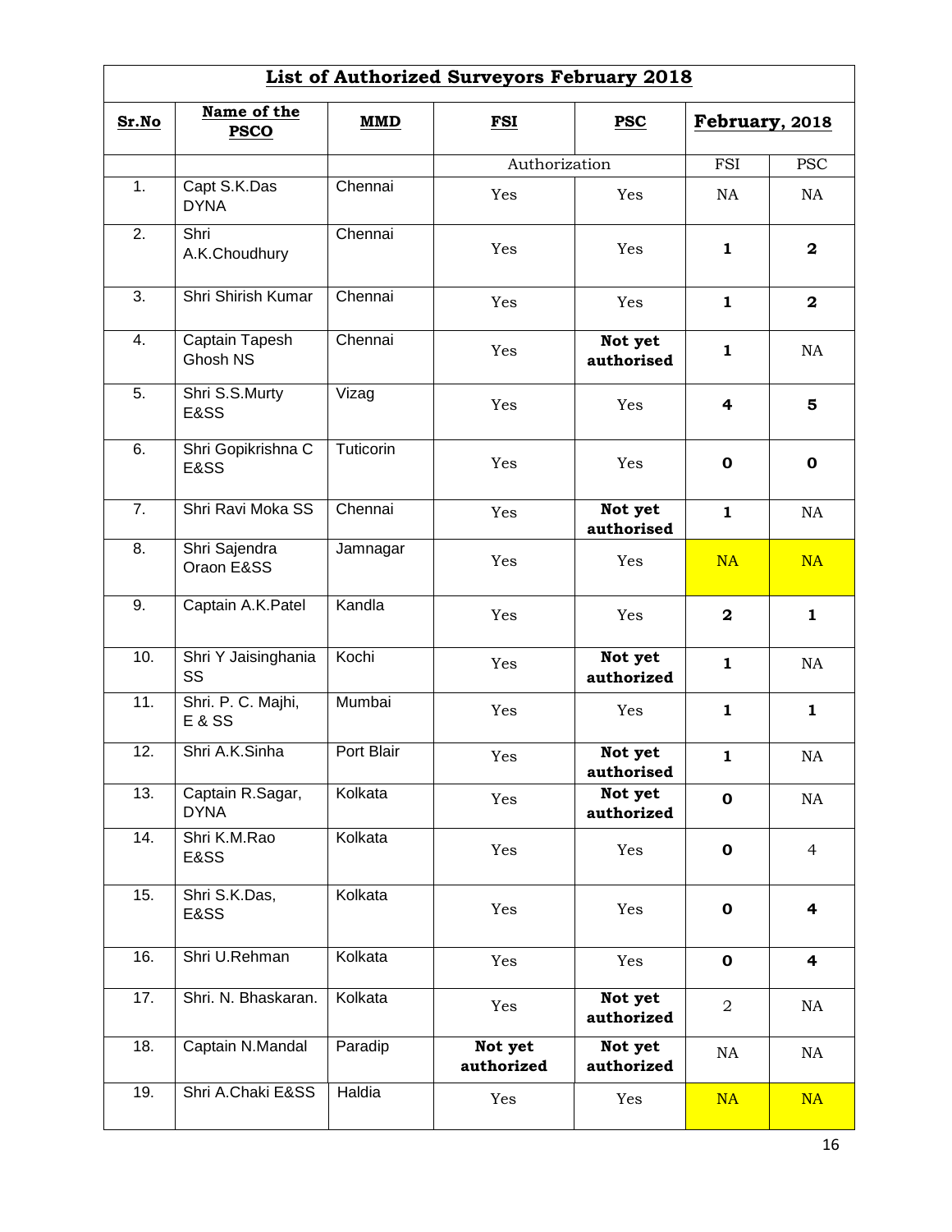| List of Authorized Surveyors February 2018 | | | | | | |
|---|---|---|---|---|---|---|
| **Sr.No** | **Name of the PSCO** | **MMD** | **FSI** | **PSC** | **February, 2018** | |
| | | | Authorization | | FSI | PSC |
| 1. | Capt S.K.Das DYNA | Chennai | Yes | Yes | NA | NA |
| 2. | Shri A.K.Choudhury | Chennai | Yes | Yes | **1** | **2** |
| 3. | Shri Shirish Kumar | Chennai | Yes | Yes | **1** | **2** |
| 4. | Captain Tapesh Ghosh NS | Chennai | Yes | **Not yet authorised** | **1** | NA |
| 5. | Shri S.S.Murty E&SS | Vizag | Yes | Yes | **4** | **5** |
| 6. | Shri Gopikrishna C E&SS | Tuticorin | Yes | Yes | **0** | **0** |
| 7. | Shri Ravi Moka SS | Chennai | Yes | **Not yet authorised** | **1** | NA |
| 8. | Shri Sajendra Oraon E&SS | Jamnagar | Yes | Yes | NA | NA |
| 9. | Captain A.K.Patel | Kandla | Yes | Yes | **2** | **1** |
| 10. | Shri Y Jaisinghania SS | Kochi | Yes | **Not yet authorized** | **1** | NA |
| 11. | Shri. P. C. Majhi, E & SS | Mumbai | Yes | Yes | **1** | **1** |
| 12. | Shri A.K.Sinha | Port Blair | Yes | **Not yet authorised** | **1** | NA |
| 13. | Captain R.Sagar, DYNA | Kolkata | Yes | **Not yet authorized** | **0** | NA |
| 14. | Shri K.M.Rao E&SS | Kolkata | Yes | Yes | **0** | 4 |
| 15. | Shri S.K.Das, E&SS | Kolkata | Yes | Yes | **0** | **4** |
| 16. | Shri U.Rehman | Kolkata | Yes | Yes | **0** | **4** |
| 17. | Shri. N. Bhaskaran. | Kolkata | Yes | **Not yet authorized** | 2 | NA |
| 18. | Captain N.Mandal | Paradip | **Not yet authorized** | **Not yet authorized** | NA | NA |
| 19. | Shri A.Chaki E&SS | Haldia | Yes | Yes | NA | NA |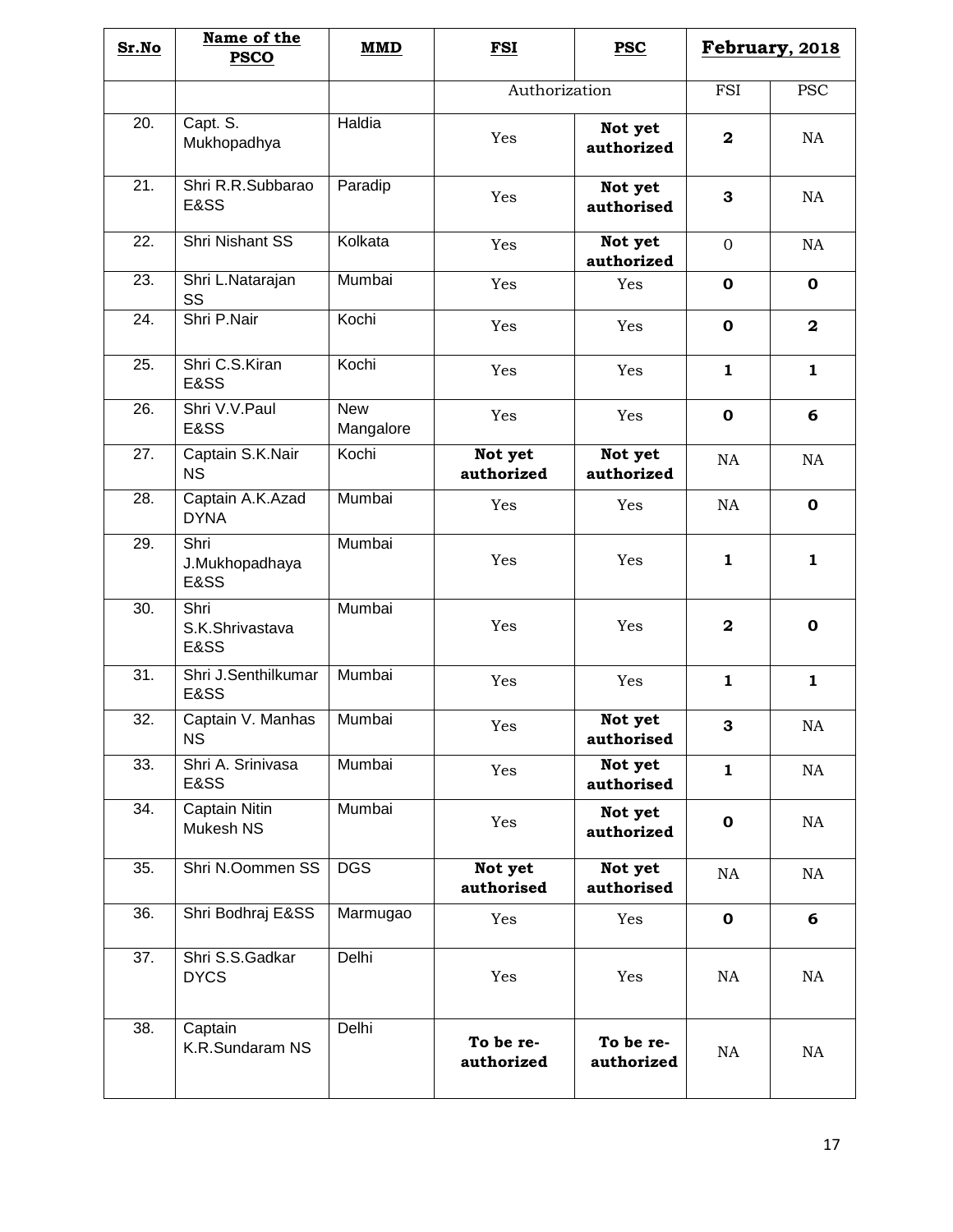| Sr.No | Name of the PSCO | MMD | FSI | PSC | February, 2018 | |
|---|---|---|---|---|---|---|
| | | | Authorization | | FSI | PSC |
| 20. | Capt. S. Mukhopadhya | Haldia | Yes | **Not yet authorized** | **2** | NA |
| 21. | Shri R.R.Subbarao E&SS | Paradip | Yes | **Not yet authorised** | **3** | NA |
| 22. | Shri Nishant SS | Kolkata | Yes | **Not yet authorized** | 0 | NA |
| 23. | Shri L.Natarajan SS | Mumbai | Yes | Yes | **0** | **0** |
| 24. | Shri P.Nair | Kochi | Yes | Yes | **0** | **2** |
| 25. | Shri C.S.Kiran E&SS | Kochi | Yes | Yes | **1** | **1** |
| 26. | Shri V.V.Paul E&SS | New Mangalore | Yes | Yes | **0** | **6** |
| 27. | Captain S.K.Nair NS | Kochi | **Not yet authorized** | **Not yet authorized** | NA | NA |
| 28. | Captain A.K.Azad DYNA | Mumbai | Yes | Yes | NA | **0** |
| 29. | Shri J.Mukhopadhaya E&SS | Mumbai | Yes | Yes | **1** | **1** |
| 30. | Shri S.K.Shrivastava E&SS | Mumbai | Yes | Yes | **2** | **0** |
| 31. | Shri J.Senthilkumar E&SS | Mumbai | Yes | Yes | **1** | **1** |
| 32. | Captain V. Manhas NS | Mumbai | Yes | **Not yet authorised** | **3** | NA |
| 33. | Shri A. Srinivasa E&SS | Mumbai | Yes | **Not yet authorised** | **1** | NA |
| 34. | Captain Nitin Mukesh NS | Mumbai | Yes | **Not yet authorized** | **0** | NA |
| 35. | Shri N.Oommen SS | DGS | **Not yet authorised** | **Not yet authorised** | NA | NA |
| 36. | Shri Bodhraj E&SS | Marmugao | Yes | Yes | **0** | **6** |
| 37. | Shri S.S.Gadkar DYCS | Delhi | Yes | Yes | NA | NA |
| 38. | Captain K.R.Sundaram NS | Delhi | **To be re-authorized** | **To be re-authorized** | NA | NA |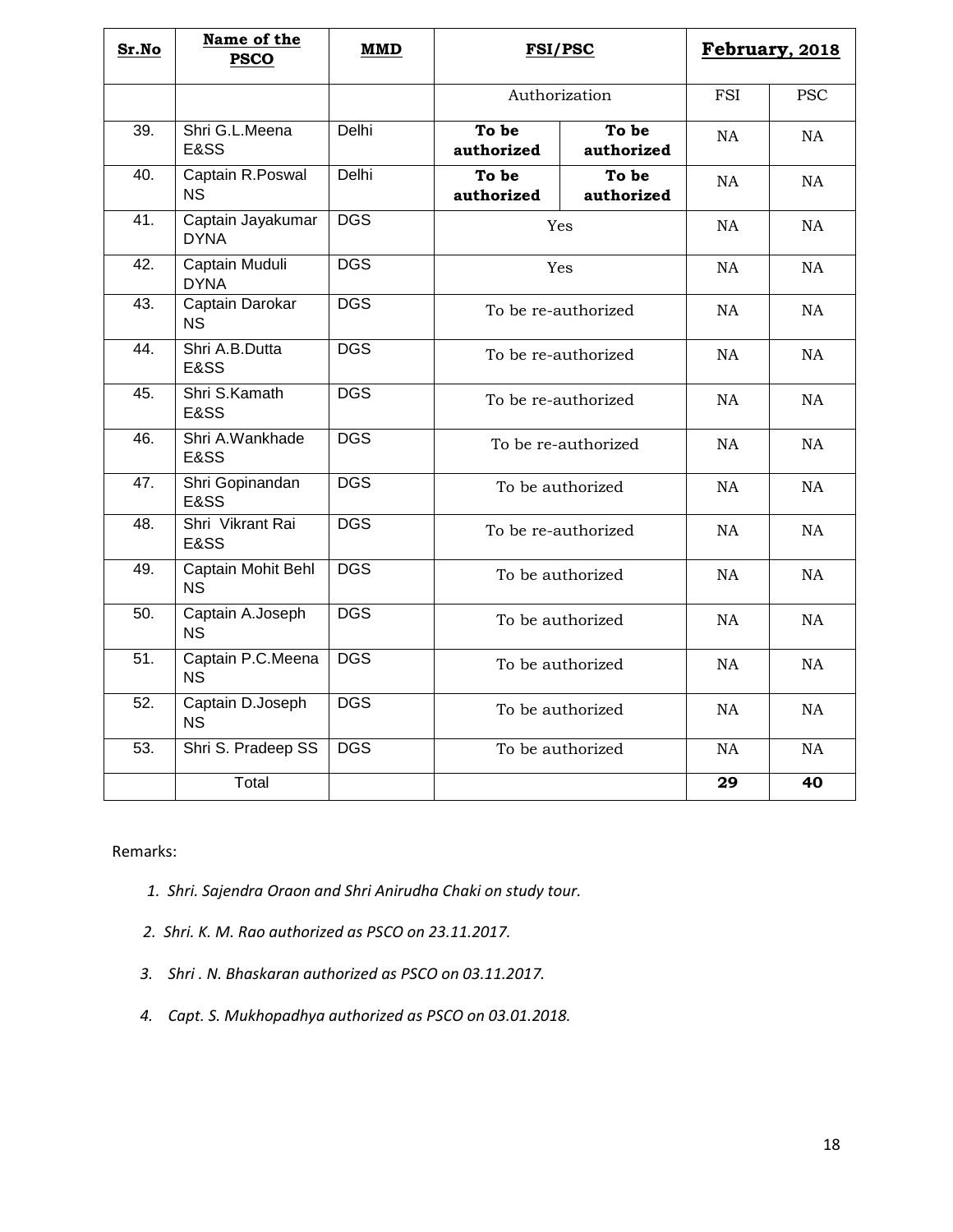| Sr.No | Name of the PSCO | MMD | FSI/PSC | | February, 2018 | |
|---|---|---|---|---|---|---|
| | | | Authorization | | FSI | PSC |
| 39. | Shri G.L.Meena E&SS | Delhi | **To be authorized** | **To be authorized** | NA | NA |
| 40. | Captain R.Poswal NS | Delhi | **To be authorized** | **To be authorized** | NA | NA |
| 41. | Captain Jayakumar DYNA | DGS | Yes | | NA | NA |
| 42. | Captain Muduli DYNA | DGS | Yes | | NA | NA |
| 43. | Captain Darokar NS | DGS | To be re-authorized | | NA | NA |
| 44. | Shri A.B.Dutta E&SS | DGS | To be re-authorized | | NA | NA |
| 45. | Shri S.Kamath E&SS | DGS | To be re-authorized | | NA | NA |
| 46. | Shri A.Wankhade E&SS | DGS | To be re-authorized | | NA | NA |
| 47. | Shri Gopinandan E&SS | DGS | To be authorized | | NA | NA |
| 48. | Shri Vikrant Rai E&SS | DGS | To be re-authorized | | NA | NA |
| 49. | Captain Mohit Behl NS | DGS | To be authorized | | NA | NA |
| 50. | Captain A.Joseph NS | DGS | To be authorized | | NA | NA |
| 51. | Captain P.C.Meena NS | DGS | To be authorized | | NA | NA |
| 52. | Captain D.Joseph NS | DGS | To be authorized | | NA | NA |
| 53. | Shri S. Pradeep SS | DGS | To be authorized | | NA | NA |
| | Total | | | | **29** | **40** |

Remarks:

1. *Shri. Sajendra Oraon and Shri Anirudha Chaki on study tour.*
2. *Shri. K. M. Rao authorized as PSCO on 23.11.2017.*
3. *Shri . N. Bhaskaran authorized as PSCO on 03.11.2017.*
4. *Capt. S. Mukhopadhya authorized as PSCO on 03.01.2018.*